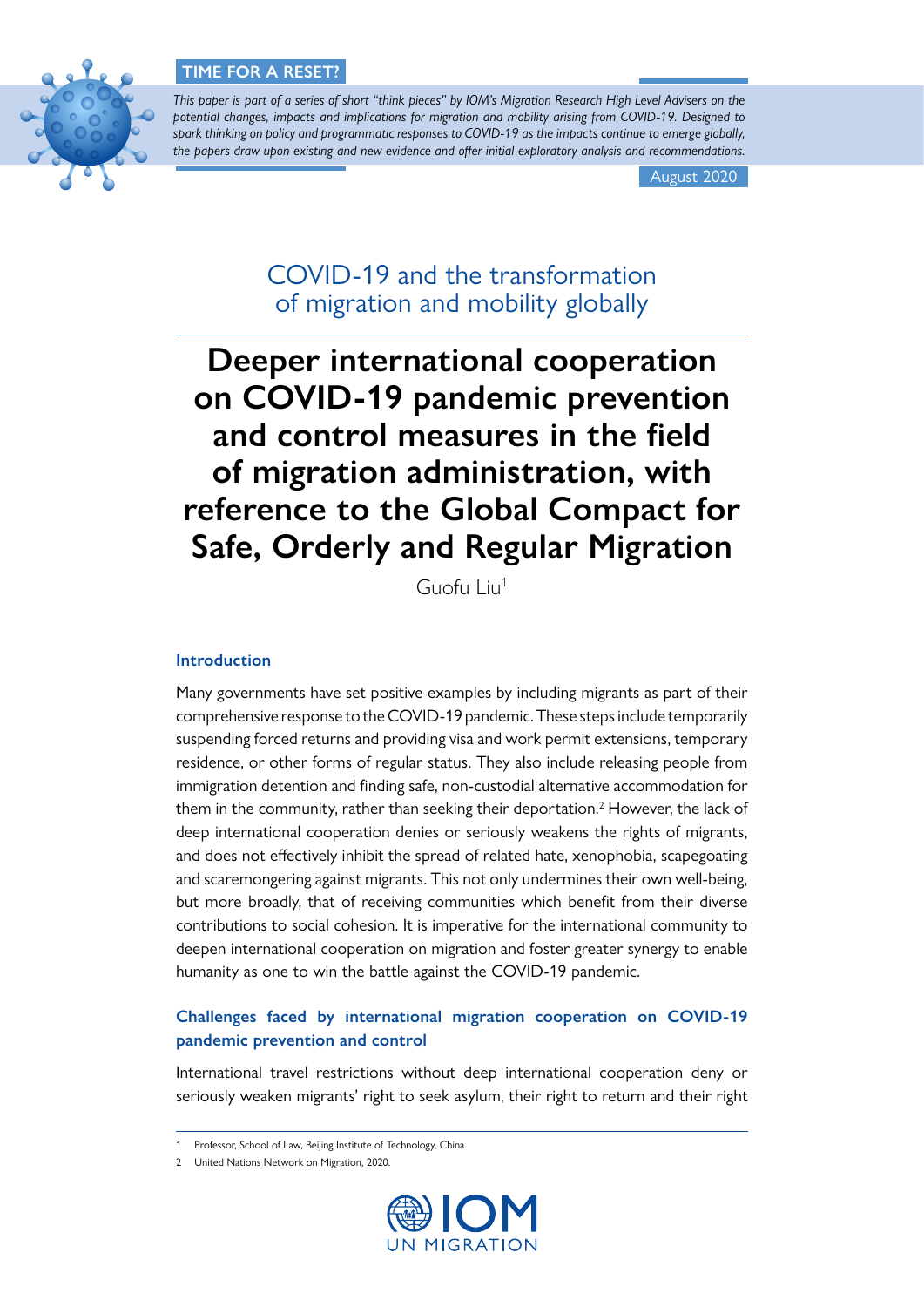**TIME FOR A RESET?**

*This paper is part of a series of short "think pieces" by IOM's Migration Research High Level Advisers on the potential changes, impacts and implications for migration and mobility arising from COVID-19. Designed to spark thinking on policy and programmatic responses to COVID-19 as the impacts continue to emerge globally, the papers draw upon existing and new evidence and offer initial exploratory analysis and recommendations.*

August 2020

## COVID-19 and the transformation of migration and mobility globally

# Deeper international cooperation on COVID-19 pandemic prevention and control measures in the field of migration administration, with reference to the Global Compact for Safe, Orderly and Regular Migration

Guofu Liu[1]

### Introduction

Many governments have set positive examples by including migrants as part of their comprehensive response to the COVID-19 pandemic. These steps include temporarily suspending forced returns and providing visa and work permit extensions, temporary residence, or other forms of regular status. They also include releasing people from immigration detention and finding safe, non-custodial alternative accommodation for them in the community, rather than seeking their deportation.[2] However, the lack of deep international cooperation denies or seriously weakens the rights of migrants, and does not effectively inhibit the spread of related hate, xenophobia, scapegoating and scaremongering against migrants. This not only undermines their own well-being, but more broadly, that of receiving communities which benefit from their diverse contributions to social cohesion. It is imperative for the international community to deepen international cooperation on migration and foster greater synergy to enable humanity as one to win the battle against the COVID-19 pandemic.

### Challenges faced by international migration cooperation on COVID-19 pandemic prevention and control

International travel restrictions without deep international cooperation deny or seriously weaken migrants' right to seek asylum, their right to return and their right

---

1 Professor, School of Law, Beijing Institute of Technology, China.

2 United Nations Network on Migration, 2020.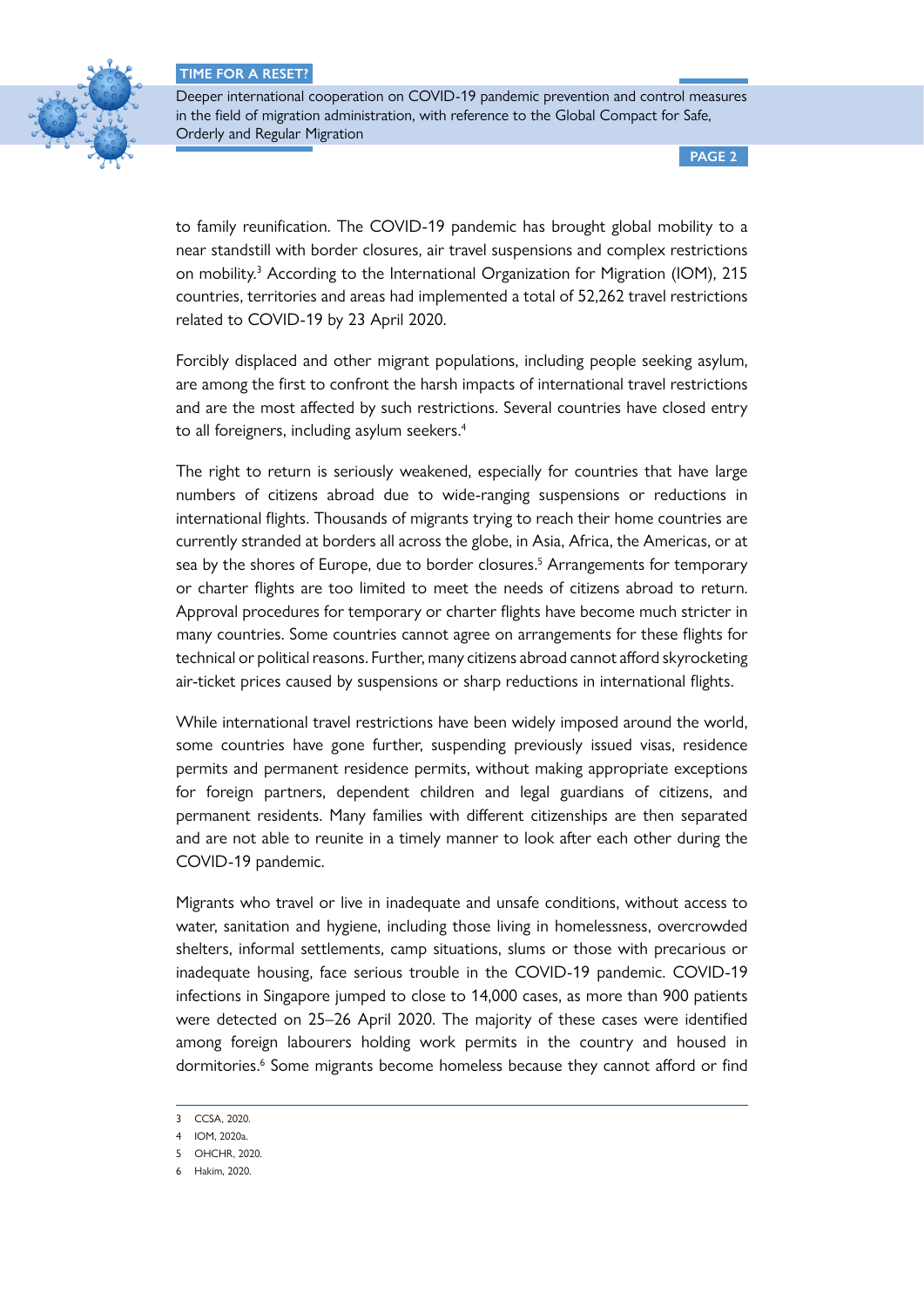to family reunification. The COVID-19 pandemic has brought global mobility to a near standstill with border closures, air travel suspensions and complex restrictions on mobility.[3] According to the International Organization for Migration (IOM), 215 countries, territories and areas had implemented a total of 52,262 travel restrictions related to COVID-19 by 23 April 2020.

Forcibly displaced and other migrant populations, including people seeking asylum, are among the first to confront the harsh impacts of international travel restrictions and are the most affected by such restrictions. Several countries have closed entry to all foreigners, including asylum seekers.[4]

The right to return is seriously weakened, especially for countries that have large numbers of citizens abroad due to wide-ranging suspensions or reductions in international flights. Thousands of migrants trying to reach their home countries are currently stranded at borders all across the globe, in Asia, Africa, the Americas, or at sea by the shores of Europe, due to border closures.[5] Arrangements for temporary or charter flights are too limited to meet the needs of citizens abroad to return. Approval procedures for temporary or charter flights have become much stricter in many countries. Some countries cannot agree on arrangements for these flights for technical or political reasons. Further, many citizens abroad cannot afford skyrocketing air-ticket prices caused by suspensions or sharp reductions in international flights.

While international travel restrictions have been widely imposed around the world, some countries have gone further, suspending previously issued visas, residence permits and permanent residence permits, without making appropriate exceptions for foreign partners, dependent children and legal guardians of citizens, and permanent residents. Many families with different citizenships are then separated and are not able to reunite in a timely manner to look after each other during the COVID-19 pandemic.

Migrants who travel or live in inadequate and unsafe conditions, without access to water, sanitation and hygiene, including those living in homelessness, overcrowded shelters, informal settlements, camp situations, slums or those with precarious or inadequate housing, face serious trouble in the COVID-19 pandemic. COVID-19 infections in Singapore jumped to close to 14,000 cases, as more than 900 patients were detected on 25–26 April 2020. The majority of these cases were identified among foreign labourers holding work permits in the country and housed in dormitories.[6] Some migrants become homeless because they cannot afford or find

---

3 CCSA, 2020.

4 IOM, 2020a.

5 OHCHR, 2020.

6 Hakim, 2020.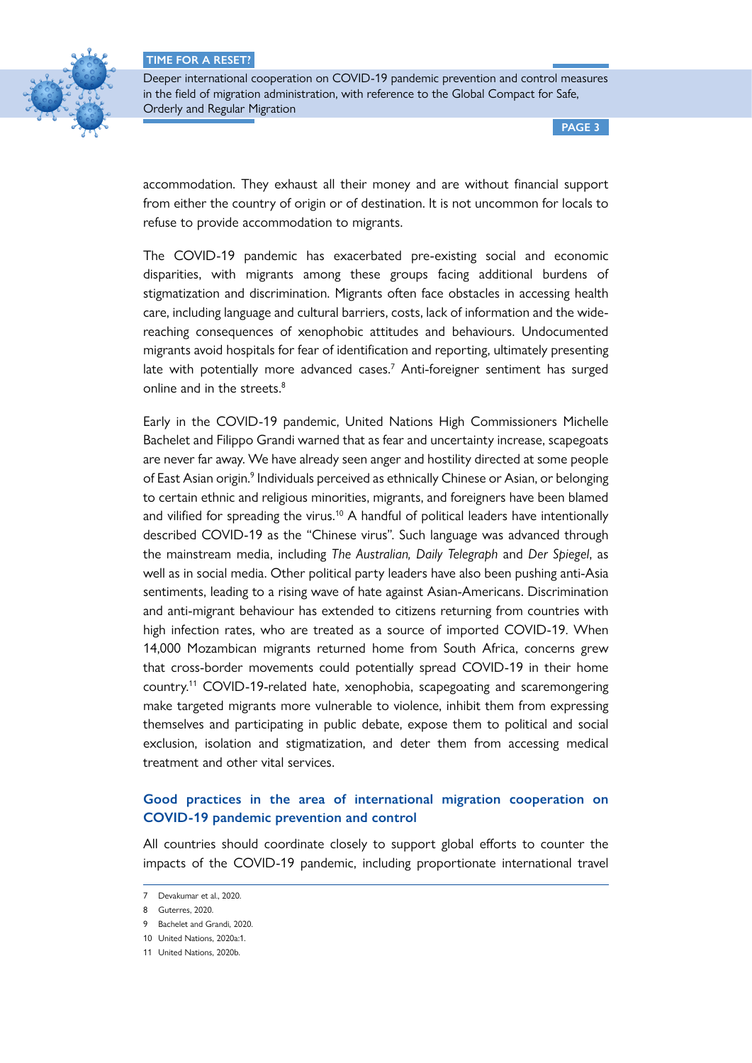accommodation. They exhaust all their money and are without financial support from either the country of origin or of destination. It is not uncommon for locals to refuse to provide accommodation to migrants.

The COVID-19 pandemic has exacerbated pre-existing social and economic disparities, with migrants among these groups facing additional burdens of stigmatization and discrimination. Migrants often face obstacles in accessing health care, including language and cultural barriers, costs, lack of information and the wide-reaching consequences of xenophobic attitudes and behaviours. Undocumented migrants avoid hospitals for fear of identification and reporting, ultimately presenting late with potentially more advanced cases.[7] Anti-foreigner sentiment has surged online and in the streets.[8]

Early in the COVID-19 pandemic, United Nations High Commissioners Michelle Bachelet and Filippo Grandi warned that as fear and uncertainty increase, scapegoats are never far away. We have already seen anger and hostility directed at some people of East Asian origin.[9] Individuals perceived as ethnically Chinese or Asian, or belonging to certain ethnic and religious minorities, migrants, and foreigners have been blamed and vilified for spreading the virus.[10] A handful of political leaders have intentionally described COVID-19 as the "Chinese virus". Such language was advanced through the mainstream media, including *The Australian, Daily Telegraph* and *Der Spiegel*, as well as in social media. Other political party leaders have also been pushing anti-Asia sentiments, leading to a rising wave of hate against Asian-Americans. Discrimination and anti-migrant behaviour has extended to citizens returning from countries with high infection rates, who are treated as a source of imported COVID-19. When 14,000 Mozambican migrants returned home from South Africa, concerns grew that cross-border movements could potentially spread COVID-19 in their home country.[11] COVID-19-related hate, xenophobia, scapegoating and scaremongering make targeted migrants more vulnerable to violence, inhibit them from expressing themselves and participating in public debate, expose them to political and social exclusion, isolation and stigmatization, and deter them from accessing medical treatment and other vital services.

## Good practices in the area of international migration cooperation on COVID-19 pandemic prevention and control

All countries should coordinate closely to support global efforts to counter the impacts of the COVID-19 pandemic, including proportionate international travel

---

7 Devakumar et al., 2020.

8 Guterres, 2020.

9 Bachelet and Grandi, 2020.

10 United Nations, 2020a:1.

11 United Nations, 2020b.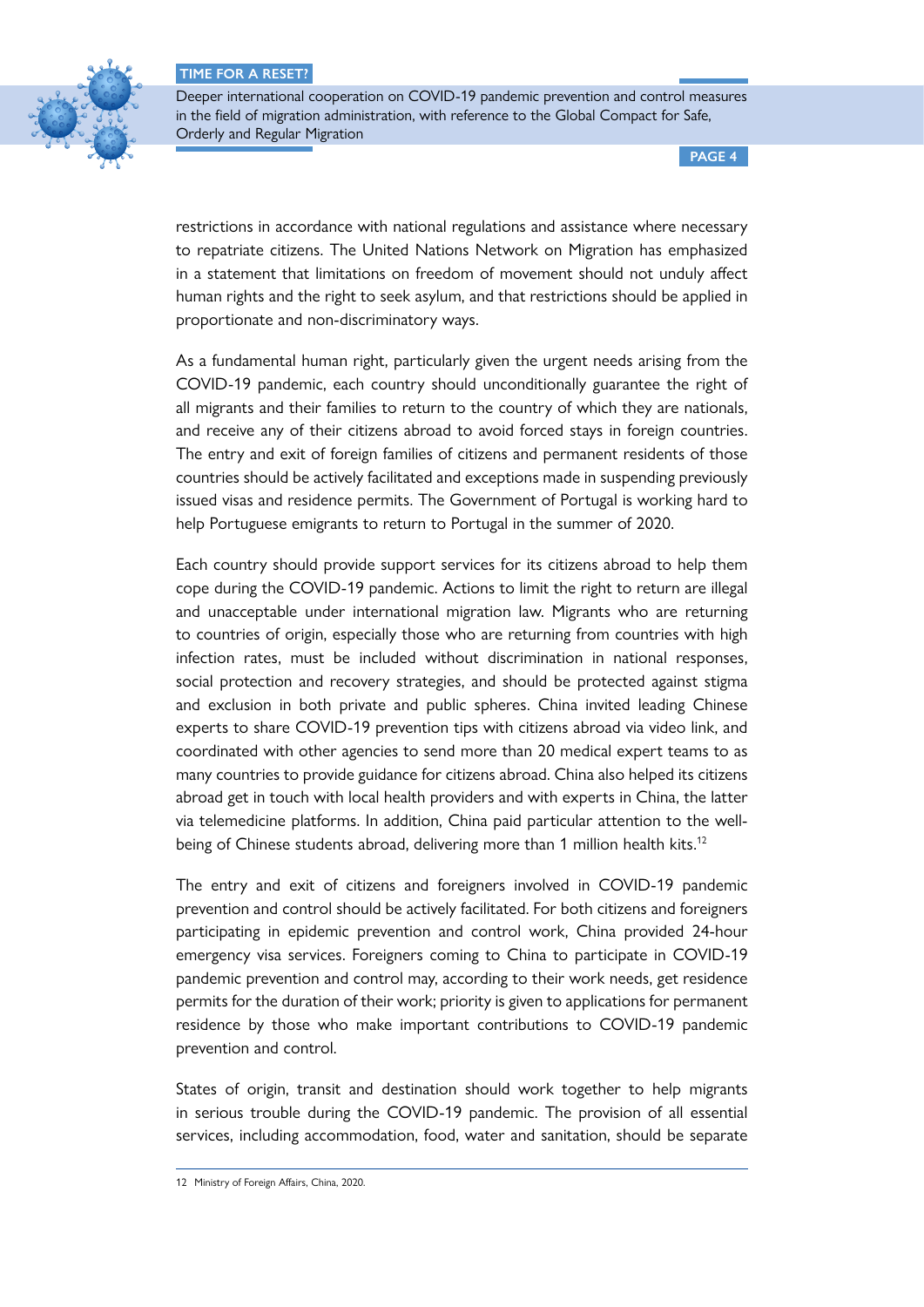restrictions in accordance with national regulations and assistance where necessary to repatriate citizens. The United Nations Network on Migration has emphasized in a statement that limitations on freedom of movement should not unduly affect human rights and the right to seek asylum, and that restrictions should be applied in proportionate and non-discriminatory ways.

As a fundamental human right, particularly given the urgent needs arising from the COVID-19 pandemic, each country should unconditionally guarantee the right of all migrants and their families to return to the country of which they are nationals, and receive any of their citizens abroad to avoid forced stays in foreign countries. The entry and exit of foreign families of citizens and permanent residents of those countries should be actively facilitated and exceptions made in suspending previously issued visas and residence permits. The Government of Portugal is working hard to help Portuguese emigrants to return to Portugal in the summer of 2020.

Each country should provide support services for its citizens abroad to help them cope during the COVID-19 pandemic. Actions to limit the right to return are illegal and unacceptable under international migration law. Migrants who are returning to countries of origin, especially those who are returning from countries with high infection rates, must be included without discrimination in national responses, social protection and recovery strategies, and should be protected against stigma and exclusion in both private and public spheres. China invited leading Chinese experts to share COVID-19 prevention tips with citizens abroad via video link, and coordinated with other agencies to send more than 20 medical expert teams to as many countries to provide guidance for citizens abroad. China also helped its citizens abroad get in touch with local health providers and with experts in China, the latter via telemedicine platforms. In addition, China paid particular attention to the well-being of Chinese students abroad, delivering more than 1 million health kits.[12]

The entry and exit of citizens and foreigners involved in COVID-19 pandemic prevention and control should be actively facilitated. For both citizens and foreigners participating in epidemic prevention and control work, China provided 24-hour emergency visa services. Foreigners coming to China to participate in COVID-19 pandemic prevention and control may, according to their work needs, get residence permits for the duration of their work; priority is given to applications for permanent residence by those who make important contributions to COVID-19 pandemic prevention and control.

States of origin, transit and destination should work together to help migrants in serious trouble during the COVID-19 pandemic. The provision of all essential services, including accommodation, food, water and sanitation, should be separate

12 Ministry of Foreign Affairs, China, 2020.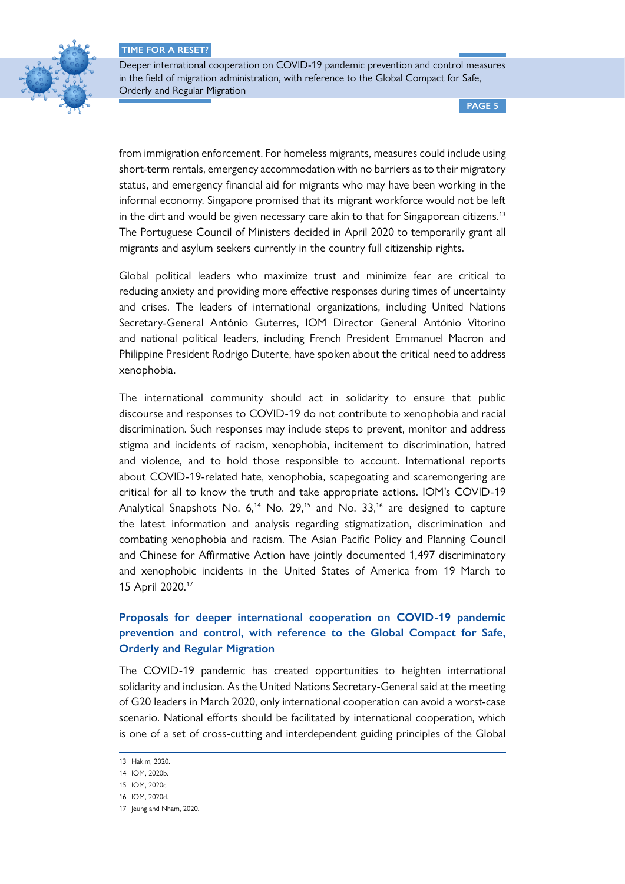from immigration enforcement. For homeless migrants, measures could include using short-term rentals, emergency accommodation with no barriers as to their migratory status, and emergency financial aid for migrants who may have been working in the informal economy. Singapore promised that its migrant workforce would not be left in the dirt and would be given necessary care akin to that for Singaporean citizens.[13] The Portuguese Council of Ministers decided in April 2020 to temporarily grant all migrants and asylum seekers currently in the country full citizenship rights.

Global political leaders who maximize trust and minimize fear are critical to reducing anxiety and providing more effective responses during times of uncertainty and crises. The leaders of international organizations, including United Nations Secretary-General António Guterres, IOM Director General António Vitorino and national political leaders, including French President Emmanuel Macron and Philippine President Rodrigo Duterte, have spoken about the critical need to address xenophobia.

The international community should act in solidarity to ensure that public discourse and responses to COVID-19 do not contribute to xenophobia and racial discrimination. Such responses may include steps to prevent, monitor and address stigma and incidents of racism, xenophobia, incitement to discrimination, hatred and violence, and to hold those responsible to account. International reports about COVID-19-related hate, xenophobia, scapegoating and scaremongering are critical for all to know the truth and take appropriate actions. IOM's COVID-19 Analytical Snapshots No. 6,[14] No. 29,[15] and No. 33,[16] are designed to capture the latest information and analysis regarding stigmatization, discrimination and combating xenophobia and racism. The Asian Pacific Policy and Planning Council and Chinese for Affirmative Action have jointly documented 1,497 discriminatory and xenophobic incidents in the United States of America from 19 March to 15 April 2020.[17]

## Proposals for deeper international cooperation on COVID-19 pandemic prevention and control, with reference to the Global Compact for Safe, Orderly and Regular Migration

The COVID-19 pandemic has created opportunities to heighten international solidarity and inclusion. As the United Nations Secretary-General said at the meeting of G20 leaders in March 2020, only international cooperation can avoid a worst-case scenario. National efforts should be facilitated by international cooperation, which is one of a set of cross-cutting and interdependent guiding principles of the Global

---

13 Hakim, 2020.

14 IOM, 2020b.

15 IOM, 2020c.

16 IOM, 2020d.

17 Jeung and Nham, 2020.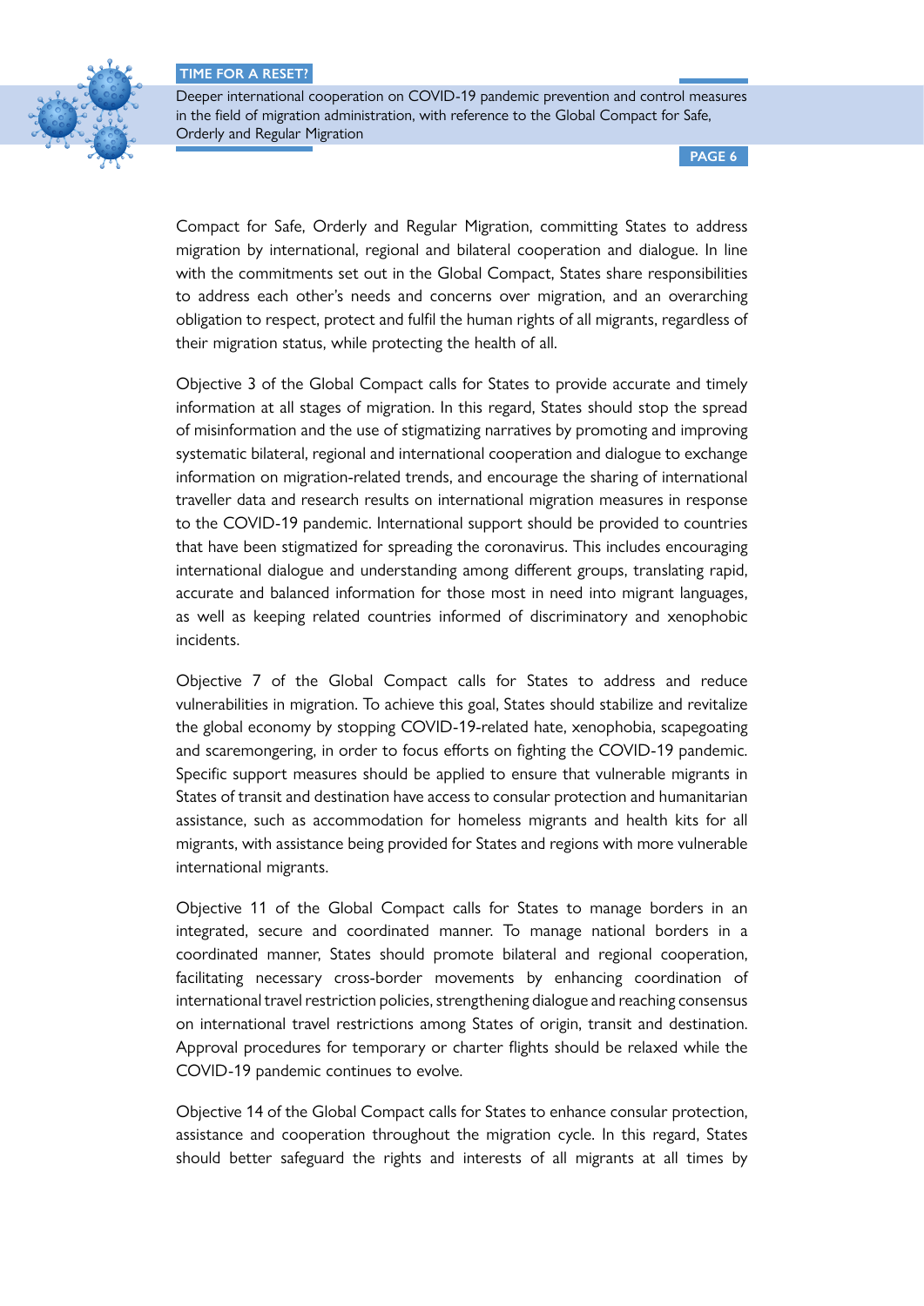Compact for Safe, Orderly and Regular Migration, committing States to address migration by international, regional and bilateral cooperation and dialogue. In line with the commitments set out in the Global Compact, States share responsibilities to address each other's needs and concerns over migration, and an overarching obligation to respect, protect and fulfil the human rights of all migrants, regardless of their migration status, while protecting the health of all.

Objective 3 of the Global Compact calls for States to provide accurate and timely information at all stages of migration. In this regard, States should stop the spread of misinformation and the use of stigmatizing narratives by promoting and improving systematic bilateral, regional and international cooperation and dialogue to exchange information on migration-related trends, and encourage the sharing of international traveller data and research results on international migration measures in response to the COVID-19 pandemic. International support should be provided to countries that have been stigmatized for spreading the coronavirus. This includes encouraging international dialogue and understanding among different groups, translating rapid, accurate and balanced information for those most in need into migrant languages, as well as keeping related countries informed of discriminatory and xenophobic incidents.

Objective 7 of the Global Compact calls for States to address and reduce vulnerabilities in migration. To achieve this goal, States should stabilize and revitalize the global economy by stopping COVID-19-related hate, xenophobia, scapegoating and scaremongering, in order to focus efforts on fighting the COVID-19 pandemic. Specific support measures should be applied to ensure that vulnerable migrants in States of transit and destination have access to consular protection and humanitarian assistance, such as accommodation for homeless migrants and health kits for all migrants, with assistance being provided for States and regions with more vulnerable international migrants.

Objective 11 of the Global Compact calls for States to manage borders in an integrated, secure and coordinated manner. To manage national borders in a coordinated manner, States should promote bilateral and regional cooperation, facilitating necessary cross-border movements by enhancing coordination of international travel restriction policies, strengthening dialogue and reaching consensus on international travel restrictions among States of origin, transit and destination. Approval procedures for temporary or charter flights should be relaxed while the COVID-19 pandemic continues to evolve.

Objective 14 of the Global Compact calls for States to enhance consular protection, assistance and cooperation throughout the migration cycle. In this regard, States should better safeguard the rights and interests of all migrants at all times by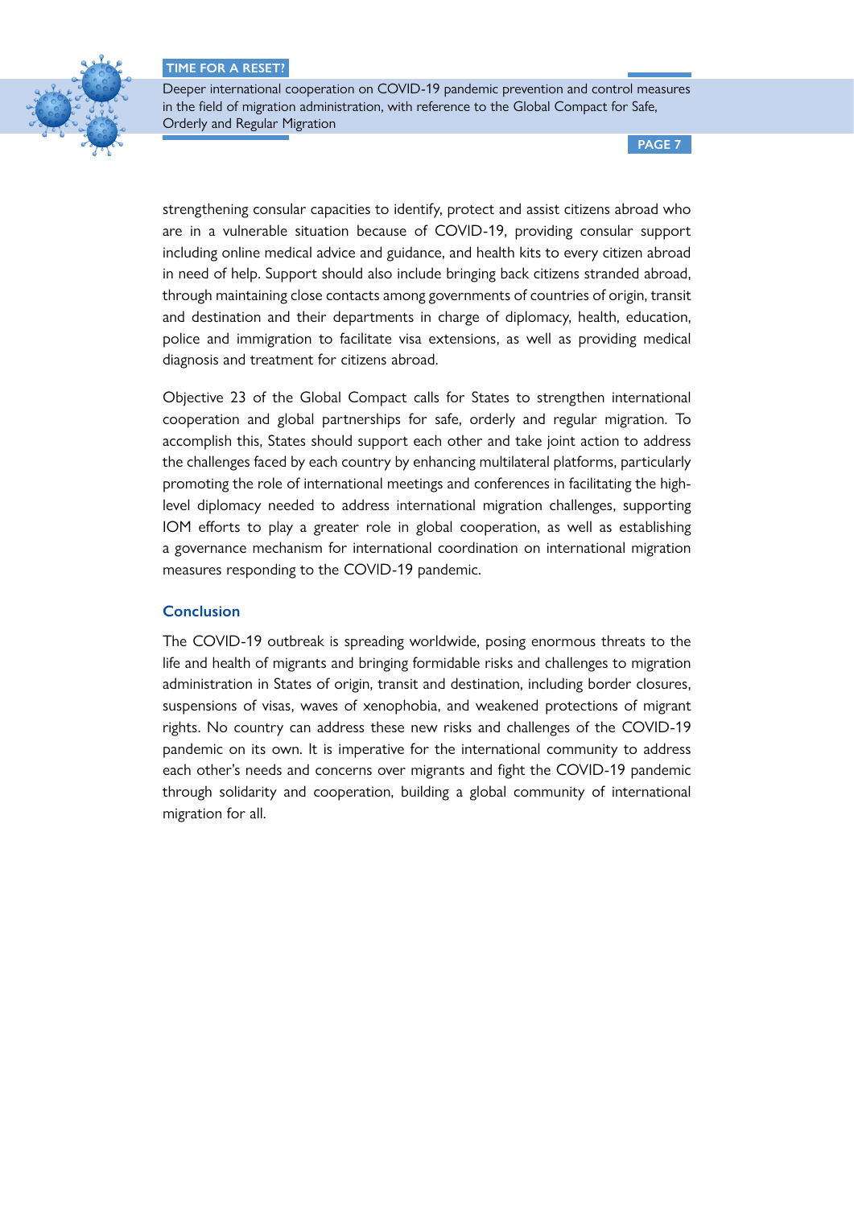strengthening consular capacities to identify, protect and assist citizens abroad who are in a vulnerable situation because of COVID-19, providing consular support including online medical advice and guidance, and health kits to every citizen abroad in need of help. Support should also include bringing back citizens stranded abroad, through maintaining close contacts among governments of countries of origin, transit and destination and their departments in charge of diplomacy, health, education, police and immigration to facilitate visa extensions, as well as providing medical diagnosis and treatment for citizens abroad.

Objective 23 of the Global Compact calls for States to strengthen international cooperation and global partnerships for safe, orderly and regular migration. To accomplish this, States should support each other and take joint action to address the challenges faced by each country by enhancing multilateral platforms, particularly promoting the role of international meetings and conferences in facilitating the high-level diplomacy needed to address international migration challenges, supporting IOM efforts to play a greater role in global cooperation, as well as establishing a governance mechanism for international coordination on international migration measures responding to the COVID-19 pandemic.

## Conclusion

The COVID-19 outbreak is spreading worldwide, posing enormous threats to the life and health of migrants and bringing formidable risks and challenges to migration administration in States of origin, transit and destination, including border closures, suspensions of visas, waves of xenophobia, and weakened protections of migrant rights. No country can address these new risks and challenges of the COVID-19 pandemic on its own. It is imperative for the international community to address each other's needs and concerns over migrants and fight the COVID-19 pandemic through solidarity and cooperation, building a global community of international migration for all.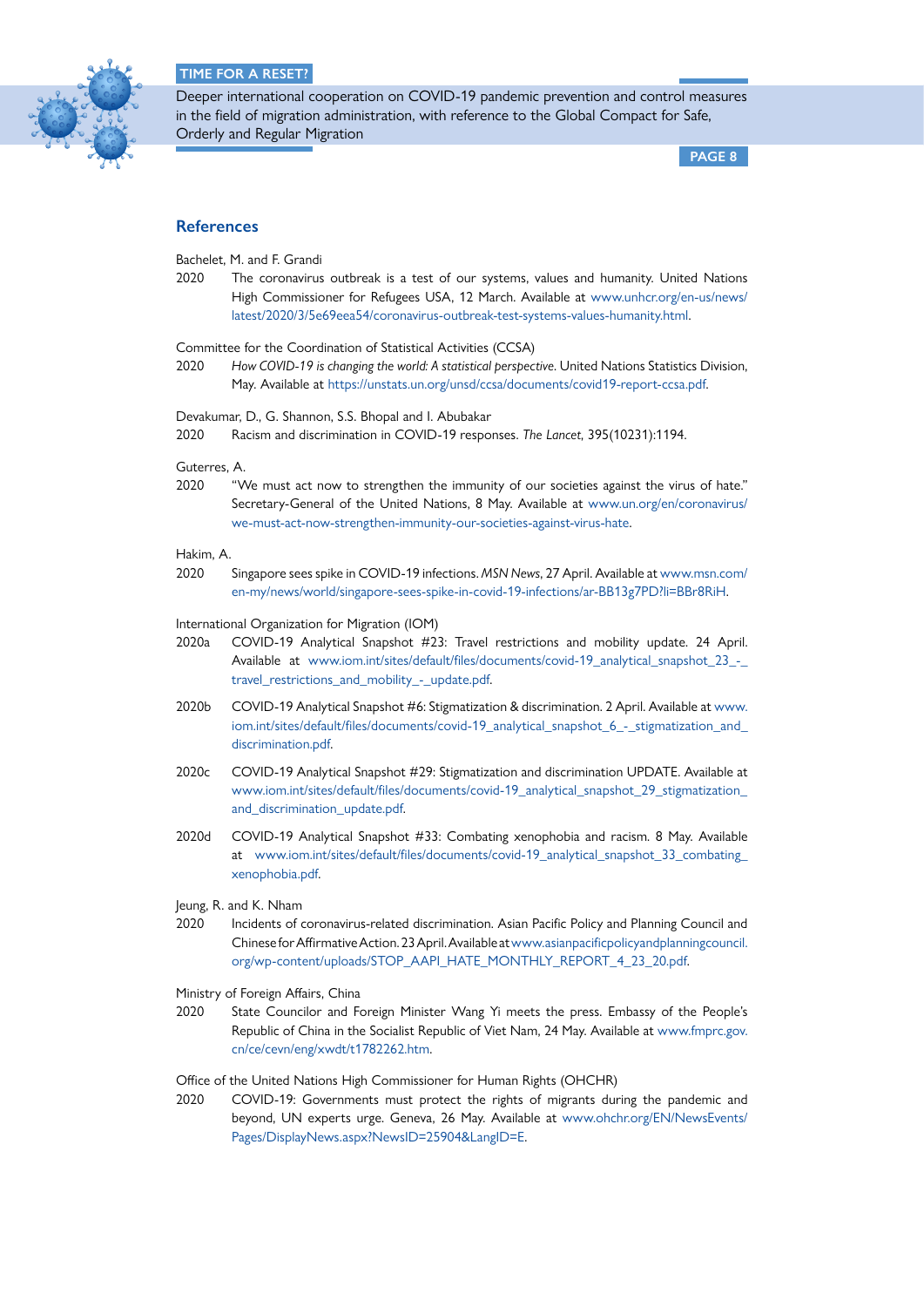## References

Bachelet, M. and F. Grandi

2020 The coronavirus outbreak is a test of our systems, values and humanity. United Nations High Commissioner for Refugees USA, 12 March. Available at www.unhcr.org/en-us/news/latest/2020/3/5e69eea54/coronavirus-outbreak-test-systems-values-humanity.html.

Committee for the Coordination of Statistical Activities (CCSA)

2020 *How COVID-19 is changing the world: A statistical perspective*. United Nations Statistics Division, May. Available at https://unstats.un.org/unsd/ccsa/documents/covid19-report-ccsa.pdf.

Devakumar, D., G. Shannon, S.S. Bhopal and I. Abubakar

2020 Racism and discrimination in COVID-19 responses. *The Lancet*, 395(10231):1194.

Guterres, A.

2020 "We must act now to strengthen the immunity of our societies against the virus of hate." Secretary-General of the United Nations, 8 May. Available at www.un.org/en/coronavirus/we-must-act-now-strengthen-immunity-our-societies-against-virus-hate.

Hakim, A.

2020 Singapore sees spike in COVID-19 infections. *MSN News*, 27 April. Available at www.msn.com/en-my/news/world/singapore-sees-spike-in-covid-19-infections/ar-BB13g7PD?li=BBr8RiH.

International Organization for Migration (IOM)

2020a COVID-19 Analytical Snapshot #23: Travel restrictions and mobility update. 24 April. Available at www.iom.int/sites/default/files/documents/covid-19_analytical_snapshot_23_-_travel_restrictions_and_mobility_-_update.pdf.

2020b COVID-19 Analytical Snapshot #6: Stigmatization & discrimination. 2 April. Available at www.iom.int/sites/default/files/documents/covid-19_analytical_snapshot_6_-_stigmatization_and_discrimination.pdf.

2020c COVID-19 Analytical Snapshot #29: Stigmatization and discrimination UPDATE. Available at www.iom.int/sites/default/files/documents/covid-19_analytical_snapshot_29_stigmatization_and_discrimination_update.pdf.

2020d COVID-19 Analytical Snapshot #33: Combating xenophobia and racism. 8 May. Available at www.iom.int/sites/default/files/documents/covid-19_analytical_snapshot_33_combating_xenophobia.pdf.

Jeung, R. and K. Nham

2020 Incidents of coronavirus-related discrimination. Asian Pacific Policy and Planning Council and Chinese for Affirmative Action. 23 April. Available at www.asianpacificpolicyandplanningcouncil.org/wp-content/uploads/STOP_AAPI_HATE_MONTHLY_REPORT_4_23_20.pdf.

Ministry of Foreign Affairs, China

2020 State Councilor and Foreign Minister Wang Yi meets the press. Embassy of the People's Republic of China in the Socialist Republic of Viet Nam, 24 May. Available at www.fmprc.gov.cn/ce/cevn/eng/xwdt/t1782262.htm.

Office of the United Nations High Commissioner for Human Rights (OHCHR)

2020 COVID-19: Governments must protect the rights of migrants during the pandemic and beyond, UN experts urge. Geneva, 26 May. Available at www.ohchr.org/EN/NewsEvents/Pages/DisplayNews.aspx?NewsID=25904&LangID=E.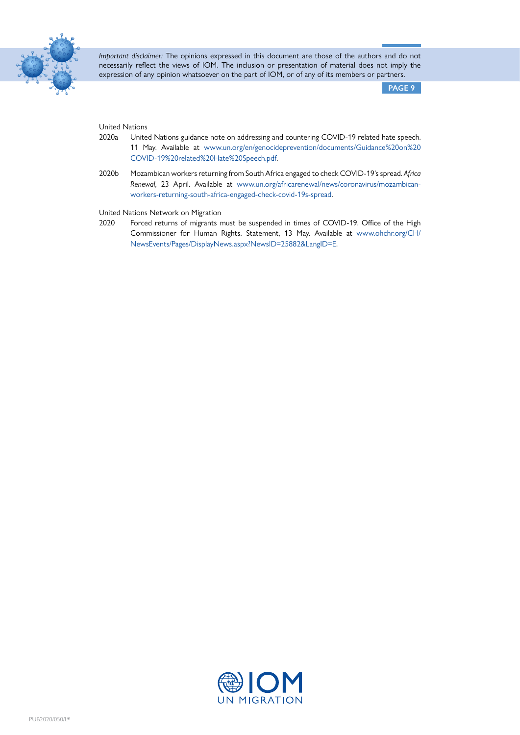United Nations

2020a United Nations guidance note on addressing and countering COVID-19 related hate speech. 11 May. Available at www.un.org/en/genocideprevention/documents/Guidance%20on%20COVID-19%20related%20Hate%20Speech.pdf.

2020b Mozambican workers returning from South Africa engaged to check COVID-19's spread. *Africa Renewal*, 23 April. Available at www.un.org/africarenewal/news/coronavirus/mozambican-workers-returning-south-africa-engaged-check-covid-19s-spread.

United Nations Network on Migration

2020 Forced returns of migrants must be suspended in times of COVID-19. Office of the High Commissioner for Human Rights. Statement, 13 May. Available at www.ohchr.org/CH/NewsEvents/Pages/DisplayNews.aspx?NewsID=25882&LangID=E.

PUB2020/050/L*